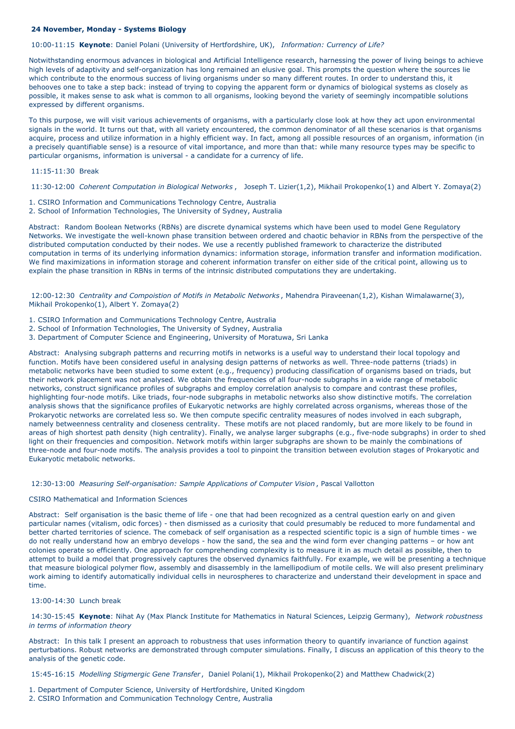## 24 November, Monday - Systems Biology

10:00-11:15 **Keynote**: Daniel Polani (University of Hertfordshire, UK), *Information: Currency of Life?*

Notwithstanding enormous advances in biological and Artificial Intelligence research, harnessing the power of living beings to achieve high levels of adaptivity and self-organization has long remained an elusive goal. This prompts the question where the sources lie which contribute to the enormous success of living organisms under so many different routes. In order to understand this, it behooves one to take a step back: instead of trying to copying the apparent form or dynamics of biological systems as closely as possible, it makes sense to ask what is common to all organisms, looking beyond the variety of seemingly incompatible solutions expressed by different organisms.

To this purpose, we will visit various achievements of organisms, with a particularly close look at how they act upon environmental signals in the world. It turns out that, with all variety encountered, the common denominator of all these scenarios is that organisms acquire, process and utilize information in a highly efficient way. In fact, among all possible resources of an organism, information (in a precisely quantifiable sense) is a resource of vital importance, and more than that: while many resource types may be specific to particular organisms, information is universal - a candidate for a currency of life.

11:15-11:30 Break

11:30-12:00 *Coherent Computation in Biological Networks* , Joseph T. Lizier(1,2), Mikhail Prokopenko(1) and Albert Y. Zomaya(2)

1. CSIRO Information and Communications Technology Centre, Australia
2. School of Information Technologies, The University of Sydney, Australia

Abstract: Random Boolean Networks (RBNs) are discrete dynamical systems which have been used to model Gene Regulatory Networks. We investigate the well-known phase transition between ordered and chaotic behavior in RBNs from the perspective of the distributed computation conducted by their nodes. We use a recently published framework to characterize the distributed computation in terms of its underlying information dynamics: information storage, information transfer and information modification. We find maximizations in information storage and coherent information transfer on either side of the critical point, allowing us to explain the phase transition in RBNs in terms of the intrinsic distributed computations they are undertaking.

12:00-12:30 *Centrality and Compoistion of Motifs in Metabolic Networks* , Mahendra Piraveenan(1,2), Kishan Wimalawarne(3), Mikhail Prokopenko(1), Albert Y. Zomaya(2)

1. CSIRO Information and Communications Technology Centre, Australia
2. School of Information Technologies, The University of Sydney, Australia
3. Department of Computer Science and Engineering, University of Moratuwa, Sri Lanka

Abstract: Analysing subgraph patterns and recurring motifs in networks is a useful way to understand their local topology and function. Motifs have been considered useful in analysing design patterns of networks as well. Three-node patterns (triads) in metabolic networks have been studied to some extent (e.g., frequency) producing classification of organisms based on triads, but their network placement was not analysed. We obtain the frequencies of all four-node subgraphs in a wide range of metabolic networks, construct significance profiles of subgraphs and employ correlation analysis to compare and contrast these profiles, highlighting four-node motifs. Like triads, four-node subgraphs in metabolic networks also show distinctive motifs. The correlation analysis shows that the significance profiles of Eukaryotic networks are highly correlated across organisms, whereas those of the Prokaryotic networks are correlated less so. We then compute specific centrality measures of nodes involved in each subgraph, namely betweenness centrality and closeness centrality. These motifs are not placed randomly, but are more likely to be found in areas of high shortest path density (high centrality). Finally, we analyse larger subgraphs (e.g., five-node subgraphs) in order to shed light on their frequencies and composition. Network motifs within larger subgraphs are shown to be mainly the combinations of three-node and four-node motifs. The analysis provides a tool to pinpoint the transition between evolution stages of Prokaryotic and Eukaryotic metabolic networks.

12:30-13:00 *Measuring Self-organisation: Sample Applications of Computer Vision* , Pascal Vallotton

CSIRO Mathematical and Information Sciences

Abstract: Self organisation is the basic theme of life - one that had been recognized as a central question early on and given particular names (vitalism, odic forces) - then dismissed as a curiosity that could presumably be reduced to more fundamental and better charted territories of science. The comeback of self organisation as a respected scientific topic is a sign of humble times - we do not really understand how an embryo develops - how the sand, the sea and the wind form ever changing patterns – or how ant colonies operate so efficiently. One approach for comprehending complexity is to measure it in as much detail as possible, then to attempt to build a model that progressively captures the observed dynamics faithfully. For example, we will be presenting a technique that measure biological polymer flow, assembly and disassembly in the lamellipodium of motile cells. We will also present preliminary work aiming to identify automatically individual cells in neurospheres to characterize and understand their development in space and time.

13:00-14:30 Lunch break

14:30-15:45 **Keynote**: Nihat Ay (Max Planck Institute for Mathematics in Natural Sciences, Leipzig Germany), *Network robustness in terms of information theory*

Abstract: In this talk I present an approach to robustness that uses information theory to quantify invariance of function against perturbations. Robust networks are demonstrated through computer simulations. Finally, I discuss an application of this theory to the analysis of the genetic code.

15:45-16:15 *Modelling Stigmergic Gene Transfer* , Daniel Polani(1), Mikhail Prokopenko(2) and Matthew Chadwick(2)

1. Department of Computer Science, University of Hertfordshire, United Kingdom
2. CSIRO Information and Communication Technology Centre, Australia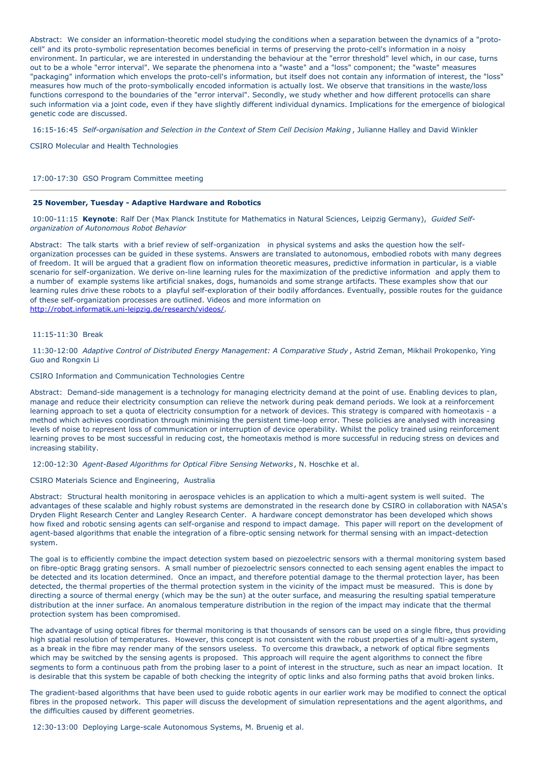Abstract: We consider an information-theoretic model studying the conditions when a separation between the dynamics of a "proto-cell" and its proto-symbolic representation becomes beneficial in terms of preserving the proto-cell's information in a noisy environment. In particular, we are interested in understanding the behaviour at the "error threshold" level which, in our case, turns out to be a whole "error interval". We separate the phenomena into a "waste" and a "loss" component; the "waste" measures "packaging" information which envelops the proto-cell's information, but itself does not contain any information of interest, the "loss" measures how much of the proto-symbolically encoded information is actually lost. We observe that transitions in the waste/loss functions correspond to the boundaries of the "error interval". Secondly, we study whether and how different protocells can share such information via a joint code, even if they have slightly different individual dynamics. Implications for the emergence of biological genetic code are discussed.

16:15-16:45 *Self-organisation and Selection in the Context of Stem Cell Decision Making* , Julianne Halley and David Winkler

CSIRO Molecular and Health Technologies

17:00-17:30 GSO Program Committee meeting

---

**25 November, Tuesday - Adaptive Hardware and Robotics**

10:00-11:15 **Keynote**: Ralf Der (Max Planck Institute for Mathematics in Natural Sciences, Leipzig Germany), *Guided Self-organization of Autonomous Robot Behavior*

Abstract: The talk starts with a brief review of self-organization in physical systems and asks the question how the self-organization processes can be guided in these systems. Answers are translated to autonomous, embodied robots with many degrees of freedom. It will be argued that a gradient flow on information theoretic measures, predictive information in particular, is a viable scenario for self-organization. We derive on-line learning rules for the maximization of the predictive information and apply them to a number of example systems like artificial snakes, dogs, humanoids and some strange artifacts. These examples show that our learning rules drive these robots to a playful self-exploration of their bodily affordances. Eventually, possible routes for the guidance of these self-organization processes are outlined. Videos and more information on http://robot.informatik.uni-leipzig.de/research/videos/.

11:15-11:30 Break

11:30-12:00 *Adaptive Control of Distributed Energy Management: A Comparative Study* , Astrid Zeman, Mikhail Prokopenko, Ying Guo and Rongxin Li

CSIRO Information and Communication Technologies Centre

Abstract: Demand-side management is a technology for managing electricity demand at the point of use. Enabling devices to plan, manage and reduce their electricity consumption can relieve the network during peak demand periods. We look at a reinforcement learning approach to set a quota of electricity consumption for a network of devices. This strategy is compared with homeotaxis - a method which achieves coordination through minimising the persistent time-loop error. These policies are analysed with increasing levels of noise to represent loss of communication or interruption of device operability. Whilst the policy trained using reinforcement learning proves to be most successful in reducing cost, the homeotaxis method is more successful in reducing stress on devices and increasing stability.

12:00-12:30 *Agent-Based Algorithms for Optical Fibre Sensing Networks*, N. Hoschke et al.

CSIRO Materials Science and Engineering, Australia

Abstract: Structural health monitoring in aerospace vehicles is an application to which a multi-agent system is well suited. The advantages of these scalable and highly robust systems are demonstrated in the research done by CSIRO in collaboration with NASA's Dryden Flight Research Center and Langley Research Center. A hardware concept demonstrator has been developed which shows how fixed and robotic sensing agents can self-organise and respond to impact damage. This paper will report on the development of agent-based algorithms that enable the integration of a fibre-optic sensing network for thermal sensing with an impact-detection system.

The goal is to efficiently combine the impact detection system based on piezoelectric sensors with a thermal monitoring system based on fibre-optic Bragg grating sensors. A small number of piezoelectric sensors connected to each sensing agent enables the impact to be detected and its location determined. Once an impact, and therefore potential damage to the thermal protection layer, has been detected, the thermal properties of the thermal protection system in the vicinity of the impact must be measured. This is done by directing a source of thermal energy (which may be the sun) at the outer surface, and measuring the resulting spatial temperature distribution at the inner surface. An anomalous temperature distribution in the region of the impact may indicate that the thermal protection system has been compromised.

The advantage of using optical fibres for thermal monitoring is that thousands of sensors can be used on a single fibre, thus providing high spatial resolution of temperatures. However, this concept is not consistent with the robust properties of a multi-agent system, as a break in the fibre may render many of the sensors useless. To overcome this drawback, a network of optical fibre segments which may be switched by the sensing agents is proposed. This approach will require the agent algorithms to connect the fibre segments to form a continuous path from the probing laser to a point of interest in the structure, such as near an impact location. It is desirable that this system be capable of both checking the integrity of optic links and also forming paths that avoid broken links.

The gradient-based algorithms that have been used to guide robotic agents in our earlier work may be modified to connect the optical fibres in the proposed network. This paper will discuss the development of simulation representations and the agent algorithms, and the difficulties caused by different geometries.

12:30-13:00 Deploying Large-scale Autonomous Systems, M. Bruenig et al.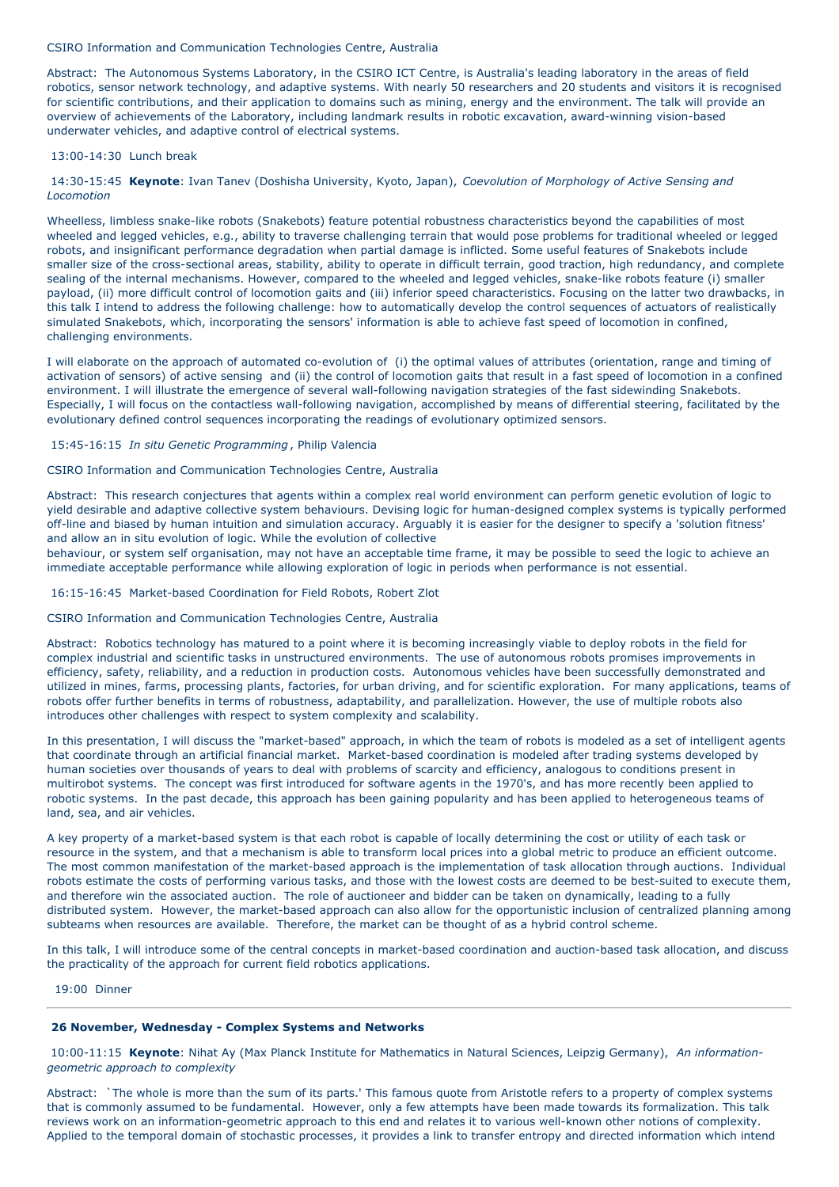CSIRO Information and Communication Technologies Centre, Australia

Abstract: The Autonomous Systems Laboratory, in the CSIRO ICT Centre, is Australia's leading laboratory in the areas of field robotics, sensor network technology, and adaptive systems. With nearly 50 researchers and 20 students and visitors it is recognised for scientific contributions, and their application to domains such as mining, energy and the environment. The talk will provide an overview of achievements of the Laboratory, including landmark results in robotic excavation, award-winning vision-based underwater vehicles, and adaptive control of electrical systems.

13:00-14:30 Lunch break

14:30-15:45 **Keynote**: Ivan Tanev (Doshisha University, Kyoto, Japan), *Coevolution of Morphology of Active Sensing and Locomotion*

Wheelless, limbless snake-like robots (Snakebots) feature potential robustness characteristics beyond the capabilities of most wheeled and legged vehicles, e.g., ability to traverse challenging terrain that would pose problems for traditional wheeled or legged robots, and insignificant performance degradation when partial damage is inflicted. Some useful features of Snakebots include smaller size of the cross-sectional areas, stability, ability to operate in difficult terrain, good traction, high redundancy, and complete sealing of the internal mechanisms. However, compared to the wheeled and legged vehicles, snake-like robots feature (i) smaller payload, (ii) more difficult control of locomotion gaits and (iii) inferior speed characteristics. Focusing on the latter two drawbacks, in this talk I intend to address the following challenge: how to automatically develop the control sequences of actuators of realistically simulated Snakebots, which, incorporating the sensors' information is able to achieve fast speed of locomotion in confined, challenging environments.

I will elaborate on the approach of automated co-evolution of (i) the optimal values of attributes (orientation, range and timing of activation of sensors) of active sensing and (ii) the control of locomotion gaits that result in a fast speed of locomotion in a confined environment. I will illustrate the emergence of several wall-following navigation strategies of the fast sidewinding Snakebots. Especially, I will focus on the contactless wall-following navigation, accomplished by means of differential steering, facilitated by the evolutionary defined control sequences incorporating the readings of evolutionary optimized sensors.

15:45-16:15 *In situ Genetic Programming*, Philip Valencia

CSIRO Information and Communication Technologies Centre, Australia

Abstract: This research conjectures that agents within a complex real world environment can perform genetic evolution of logic to yield desirable and adaptive collective system behaviours. Devising logic for human-designed complex systems is typically performed off-line and biased by human intuition and simulation accuracy. Arguably it is easier for the designer to specify a 'solution fitness' and allow an in situ evolution of logic. While the evolution of collective behaviour, or system self organisation, may not have an acceptable time frame, it may be possible to seed the logic to achieve an immediate acceptable performance while allowing exploration of logic in periods when performance is not essential.

16:15-16:45 Market-based Coordination for Field Robots, Robert Zlot

CSIRO Information and Communication Technologies Centre, Australia

Abstract: Robotics technology has matured to a point where it is becoming increasingly viable to deploy robots in the field for complex industrial and scientific tasks in unstructured environments. The use of autonomous robots promises improvements in efficiency, safety, reliability, and a reduction in production costs. Autonomous vehicles have been successfully demonstrated and utilized in mines, farms, processing plants, factories, for urban driving, and for scientific exploration. For many applications, teams of robots offer further benefits in terms of robustness, adaptability, and parallelization. However, the use of multiple robots also introduces other challenges with respect to system complexity and scalability.

In this presentation, I will discuss the "market-based" approach, in which the team of robots is modeled as a set of intelligent agents that coordinate through an artificial financial market. Market-based coordination is modeled after trading systems developed by human societies over thousands of years to deal with problems of scarcity and efficiency, analogous to conditions present in multirobot systems. The concept was first introduced for software agents in the 1970's, and has more recently been applied to robotic systems. In the past decade, this approach has been gaining popularity and has been applied to heterogeneous teams of land, sea, and air vehicles.

A key property of a market-based system is that each robot is capable of locally determining the cost or utility of each task or resource in the system, and that a mechanism is able to transform local prices into a global metric to produce an efficient outcome. The most common manifestation of the market-based approach is the implementation of task allocation through auctions. Individual robots estimate the costs of performing various tasks, and those with the lowest costs are deemed to be best-suited to execute them, and therefore win the associated auction. The role of auctioneer and bidder can be taken on dynamically, leading to a fully distributed system. However, the market-based approach can also allow for the opportunistic inclusion of centralized planning among subteams when resources are available. Therefore, the market can be thought of as a hybrid control scheme.

In this talk, I will introduce some of the central concepts in market-based coordination and auction-based task allocation, and discuss the practicality of the approach for current field robotics applications.

19:00 Dinner

---

**26 November, Wednesday - Complex Systems and Networks**

10:00-11:15 **Keynote**: Nihat Ay (Max Planck Institute for Mathematics in Natural Sciences, Leipzig Germany), *An information-geometric approach to complexity*

Abstract: `The whole is more than the sum of its parts.' This famous quote from Aristotle refers to a property of complex systems that is commonly assumed to be fundamental. However, only a few attempts have been made towards its formalization. This talk reviews work on an information-geometric approach to this end and relates it to various well-known other notions of complexity. Applied to the temporal domain of stochastic processes, it provides a link to transfer entropy and directed information which intend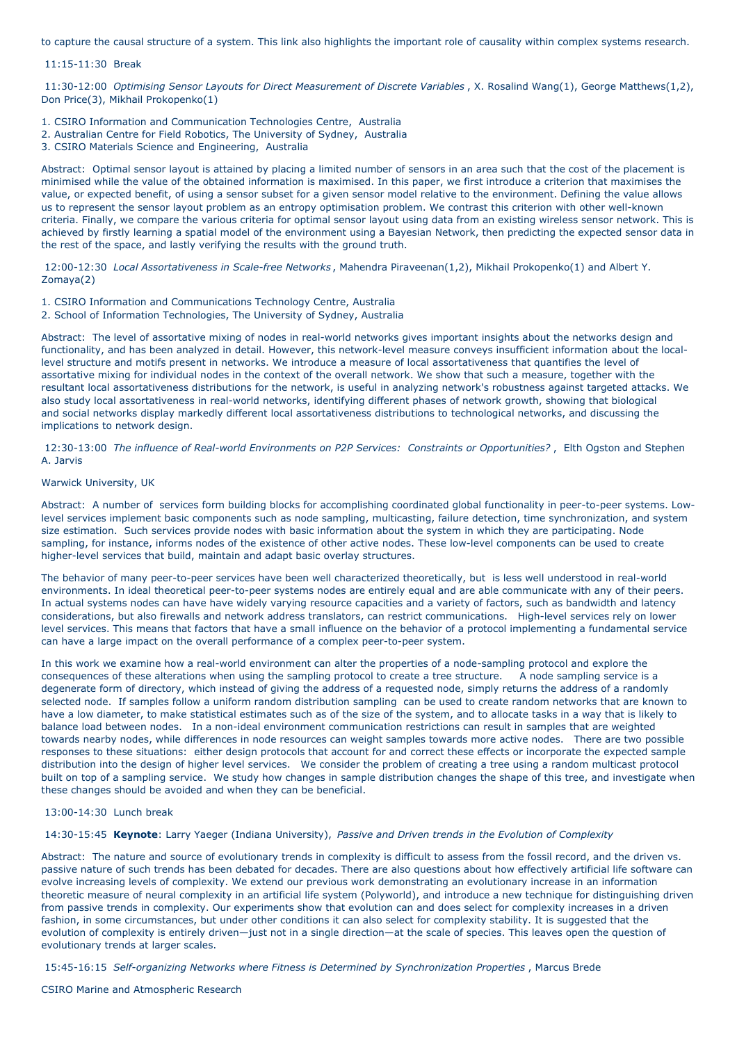to capture the causal structure of a system. This link also highlights the important role of causality within complex systems research.

11:15-11:30 Break

11:30-12:00 *Optimising Sensor Layouts for Direct Measurement of Discrete Variables* , X. Rosalind Wang(1), George Matthews(1,2), Don Price(3), Mikhail Prokopenko(1)

1. CSIRO Information and Communication Technologies Centre, Australia
2. Australian Centre for Field Robotics, The University of Sydney, Australia
3. CSIRO Materials Science and Engineering, Australia

Abstract: Optimal sensor layout is attained by placing a limited number of sensors in an area such that the cost of the placement is minimised while the value of the obtained information is maximised. In this paper, we first introduce a criterion that maximises the value, or expected benefit, of using a sensor subset for a given sensor model relative to the environment. Defining the value allows us to represent the sensor layout problem as an entropy optimisation problem. We contrast this criterion with other well-known criteria. Finally, we compare the various criteria for optimal sensor layout using data from an existing wireless sensor network. This is achieved by firstly learning a spatial model of the environment using a Bayesian Network, then predicting the expected sensor data in the rest of the space, and lastly verifying the results with the ground truth.

12:00-12:30 *Local Assortativeness in Scale-free Networks* , Mahendra Piraveenan(1,2), Mikhail Prokopenko(1) and Albert Y. Zomaya(2)

1. CSIRO Information and Communications Technology Centre, Australia
2. School of Information Technologies, The University of Sydney, Australia

Abstract: The level of assortative mixing of nodes in real-world networks gives important insights about the networks design and functionality, and has been analyzed in detail. However, this network-level measure conveys insufficient information about the local-level structure and motifs present in networks. We introduce a measure of local assortativeness that quantifies the level of assortative mixing for individual nodes in the context of the overall network. We show that such a measure, together with the resultant local assortativeness distributions for the network, is useful in analyzing network's robustness against targeted attacks. We also study local assortativeness in real-world networks, identifying different phases of network growth, showing that biological and social networks display markedly different local assortativeness distributions to technological networks, and discussing the implications to network design.

12:30-13:00 *The influence of Real-world Environments on P2P Services: Constraints or Opportunities?* , Elth Ogston and Stephen A. Jarvis

Warwick University, UK

Abstract: A number of services form building blocks for accomplishing coordinated global functionality in peer-to-peer systems. Low-level services implement basic components such as node sampling, multicasting, failure detection, time synchronization, and system size estimation. Such services provide nodes with basic information about the system in which they are participating. Node sampling, for instance, informs nodes of the existence of other active nodes. These low-level components can be used to create higher-level services that build, maintain and adapt basic overlay structures.

The behavior of many peer-to-peer services have been well characterized theoretically, but is less well understood in real-world environments. In ideal theoretical peer-to-peer systems nodes are entirely equal and are able communicate with any of their peers. In actual systems nodes can have have widely varying resource capacities and a variety of factors, such as bandwidth and latency considerations, but also firewalls and network address translators, can restrict communications. High-level services rely on lower level services. This means that factors that have a small influence on the behavior of a protocol implementing a fundamental service can have a large impact on the overall performance of a complex peer-to-peer system.

In this work we examine how a real-world environment can alter the properties of a node-sampling protocol and explore the consequences of these alterations when using the sampling protocol to create a tree structure. A node sampling service is a degenerate form of directory, which instead of giving the address of a requested node, simply returns the address of a randomly selected node. If samples follow a uniform random distribution sampling can be used to create random networks that are known to have a low diameter, to make statistical estimates such as of the size of the system, and to allocate tasks in a way that is likely to balance load between nodes. In a non-ideal environment communication restrictions can result in samples that are weighted towards nearby nodes, while differences in node resources can weight samples towards more active nodes. There are two possible responses to these situations: either design protocols that account for and correct these effects or incorporate the expected sample distribution into the design of higher level services. We consider the problem of creating a tree using a random multicast protocol built on top of a sampling service. We study how changes in sample distribution changes the shape of this tree, and investigate when these changes should be avoided and when they can be beneficial.

13:00-14:30 Lunch break

14:30-15:45 **Keynote**: Larry Yaeger (Indiana University), *Passive and Driven trends in the Evolution of Complexity*

Abstract: The nature and source of evolutionary trends in complexity is difficult to assess from the fossil record, and the driven vs. passive nature of such trends has been debated for decades. There are also questions about how effectively artificial life software can evolve increasing levels of complexity. We extend our previous work demonstrating an evolutionary increase in an information theoretic measure of neural complexity in an artificial life system (Polyworld), and introduce a new technique for distinguishing driven from passive trends in complexity. Our experiments show that evolution can and does select for complexity increases in a driven fashion, in some circumstances, but under other conditions it can also select for complexity stability. It is suggested that the evolution of complexity is entirely driven—just not in a single direction—at the scale of species. This leaves open the question of evolutionary trends at larger scales.

15:45-16:15 *Self-organizing Networks where Fitness is Determined by Synchronization Properties* , Marcus Brede

CSIRO Marine and Atmospheric Research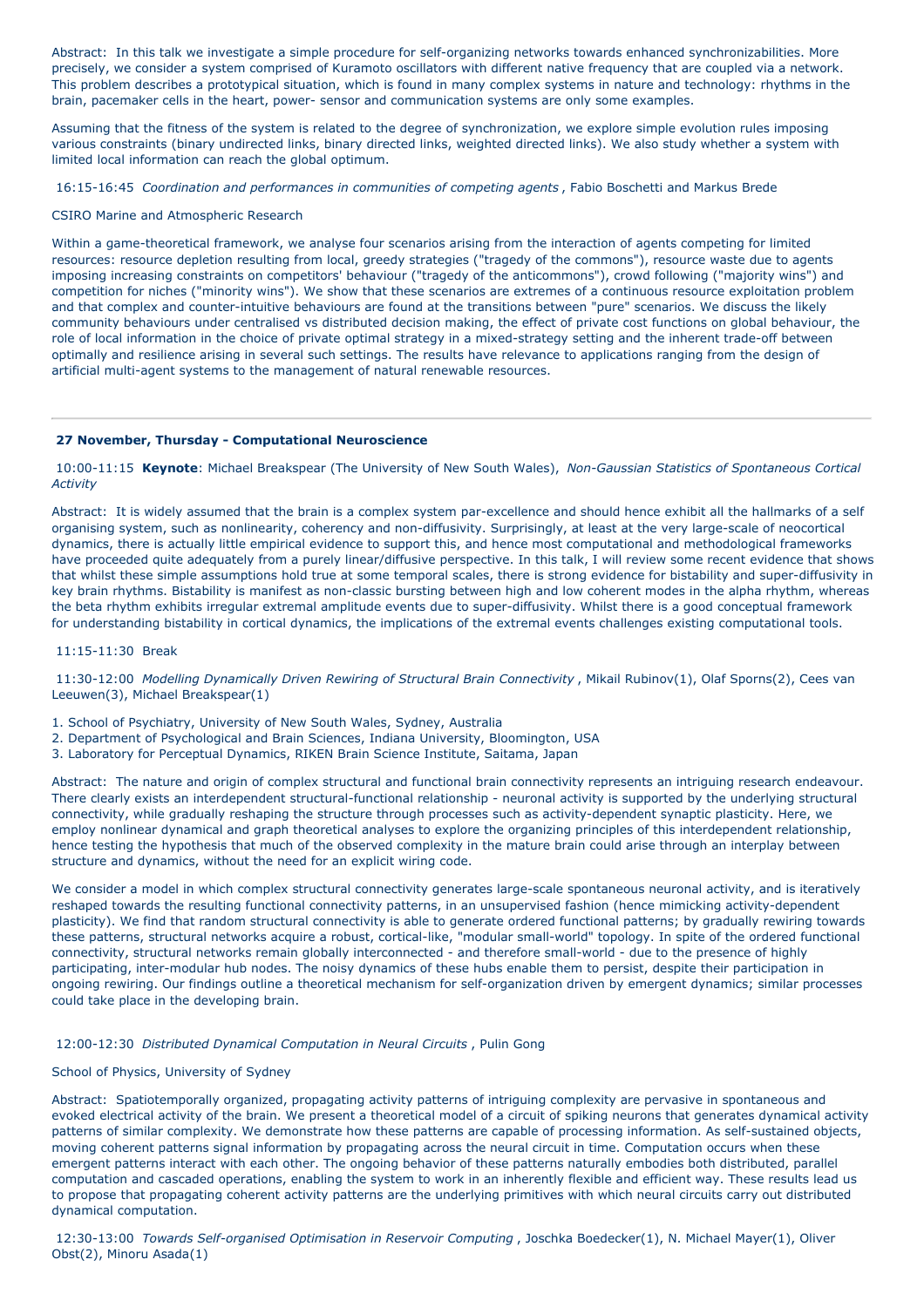Abstract: In this talk we investigate a simple procedure for self-organizing networks towards enhanced synchronizabilities. More precisely, we consider a system comprised of Kuramoto oscillators with different native frequency that are coupled via a network. This problem describes a prototypical situation, which is found in many complex systems in nature and technology: rhythms in the brain, pacemaker cells in the heart, power- sensor and communication systems are only some examples.

Assuming that the fitness of the system is related to the degree of synchronization, we explore simple evolution rules imposing various constraints (binary undirected links, binary directed links, weighted directed links). We also study whether a system with limited local information can reach the global optimum.

16:15-16:45 *Coordination and performances in communities of competing agents* , Fabio Boschetti and Markus Brede

CSIRO Marine and Atmospheric Research

Within a game-theoretical framework, we analyse four scenarios arising from the interaction of agents competing for limited resources: resource depletion resulting from local, greedy strategies ("tragedy of the commons"), resource waste due to agents imposing increasing constraints on competitors' behaviour ("tragedy of the anticommons"), crowd following ("majority wins") and competition for niches ("minority wins"). We show that these scenarios are extremes of a continuous resource exploitation problem and that complex and counter-intuitive behaviours are found at the transitions between "pure" scenarios. We discuss the likely community behaviours under centralised vs distributed decision making, the effect of private cost functions on global behaviour, the role of local information in the choice of private optimal strategy in a mixed-strategy setting and the inherent trade-off between optimally and resilience arising in several such settings. The results have relevance to applications ranging from the design of artificial multi-agent systems to the management of natural renewable resources.

---

**27 November, Thursday - Computational Neuroscience**

10:00-11:15 **Keynote**: Michael Breakspear (The University of New South Wales), *Non-Gaussian Statistics of Spontaneous Cortical Activity*

Abstract: It is widely assumed that the brain is a complex system par-excellence and should hence exhibit all the hallmarks of a self organising system, such as nonlinearity, coherency and non-diffusivity. Surprisingly, at least at the very large-scale of neocortical dynamics, there is actually little empirical evidence to support this, and hence most computational and methodological frameworks have proceeded quite adequately from a purely linear/diffusive perspective. In this talk, I will review some recent evidence that shows that whilst these simple assumptions hold true at some temporal scales, there is strong evidence for bistability and super-diffusivity in key brain rhythms. Bistability is manifest as non-classic bursting between high and low coherent modes in the alpha rhythm, whereas the beta rhythm exhibits irregular extremal amplitude events due to super-diffusivity. Whilst there is a good conceptual framework for understanding bistability in cortical dynamics, the implications of the extremal events challenges existing computational tools.

11:15-11:30 Break

11:30-12:00 *Modelling Dynamically Driven Rewiring of Structural Brain Connectivity* , Mikail Rubinov(1), Olaf Sporns(2), Cees van Leeuwen(3), Michael Breakspear(1)

1. School of Psychiatry, University of New South Wales, Sydney, Australia
2. Department of Psychological and Brain Sciences, Indiana University, Bloomington, USA
3. Laboratory for Perceptual Dynamics, RIKEN Brain Science Institute, Saitama, Japan

Abstract: The nature and origin of complex structural and functional brain connectivity represents an intriguing research endeavour. There clearly exists an interdependent structural-functional relationship - neuronal activity is supported by the underlying structural connectivity, while gradually reshaping the structure through processes such as activity-dependent synaptic plasticity. Here, we employ nonlinear dynamical and graph theoretical analyses to explore the organizing principles of this interdependent relationship, hence testing the hypothesis that much of the observed complexity in the mature brain could arise through an interplay between structure and dynamics, without the need for an explicit wiring code.

We consider a model in which complex structural connectivity generates large-scale spontaneous neuronal activity, and is iteratively reshaped towards the resulting functional connectivity patterns, in an unsupervised fashion (hence mimicking activity-dependent plasticity). We find that random structural connectivity is able to generate ordered functional patterns; by gradually rewiring towards these patterns, structural networks acquire a robust, cortical-like, "modular small-world" topology. In spite of the ordered functional connectivity, structural networks remain globally interconnected - and therefore small-world - due to the presence of highly participating, inter-modular hub nodes. The noisy dynamics of these hubs enable them to persist, despite their participation in ongoing rewiring. Our findings outline a theoretical mechanism for self-organization driven by emergent dynamics; similar processes could take place in the developing brain.

12:00-12:30 *Distributed Dynamical Computation in Neural Circuits* , Pulin Gong

School of Physics, University of Sydney

Abstract: Spatiotemporally organized, propagating activity patterns of intriguing complexity are pervasive in spontaneous and evoked electrical activity of the brain. We present a theoretical model of a circuit of spiking neurons that generates dynamical activity patterns of similar complexity. We demonstrate how these patterns are capable of processing information. As self-sustained objects, moving coherent patterns signal information by propagating across the neural circuit in time. Computation occurs when these emergent patterns interact with each other. The ongoing behavior of these patterns naturally embodies both distributed, parallel computation and cascaded operations, enabling the system to work in an inherently flexible and efficient way. These results lead us to propose that propagating coherent activity patterns are the underlying primitives with which neural circuits carry out distributed dynamical computation.

12:30-13:00 *Towards Self-organised Optimisation in Reservoir Computing* , Joschka Boedecker(1), N. Michael Mayer(1), Oliver Obst(2), Minoru Asada(1)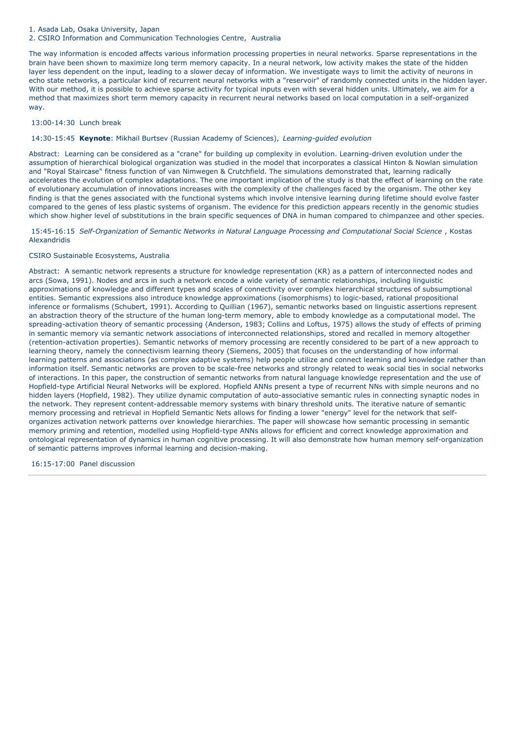1. Asada Lab, Osaka University, Japan
2. CSIRO Information and Communication Technologies Centre, Australia

The way information is encoded affects various information processing properties in neural networks. Sparse representations in the brain have been shown to maximize long term memory capacity. In a neural network, low activity makes the state of the hidden layer less dependent on the input, leading to a slower decay of information. We investigate ways to limit the activity of neurons in echo state networks, a particular kind of recurrent neural networks with a "reservoir" of randomly connected units in the hidden layer. With our method, it is possible to achieve sparse activity for typical inputs even with several hidden units. Ultimately, we aim for a method that maximizes short term memory capacity in recurrent neural networks based on local computation in a self-organized way.

13:00-14:30 Lunch break

14:30-15:45 **Keynote**: Mikhail Burtsev (Russian Academy of Sciences), *Learning-guided evolution*

Abstract: Learning can be considered as a "crane" for building up complexity in evolution. Learning-driven evolution under the assumption of hierarchical biological organization was studied in the model that incorporates a classical Hinton & Nowlan simulation and "Royal Staircase" fitness function of van Nimwegen & Crutchfield. The simulations demonstrated that, learning radically accelerates the evolution of complex adaptations. The one important implication of the study is that the effect of learning on the rate of evolutionary accumulation of innovations increases with the complexity of the challenges faced by the organism. The other key finding is that the genes associated with the functional systems which involve intensive learning during lifetime should evolve faster compared to the genes of less plastic systems of organism. The evidence for this prediction appears recently in the genomic studies which show higher level of substitutions in the brain specific sequences of DNA in human compared to chimpanzee and other species.

15:45-16:15 *Self-Organization of Semantic Networks in Natural Language Processing and Computational Social Science* , Kostas Alexandridis

CSIRO Sustainable Ecosystems, Australia

Abstract: A semantic network represents a structure for knowledge representation (KR) as a pattern of interconnected nodes and arcs (Sowa, 1991). Nodes and arcs in such a network encode a wide variety of semantic relationships, including linguistic approximations of knowledge and different types and scales of connectivity over complex hierarchical structures of subsumptional entities. Semantic expressions also introduce knowledge approximations (isomorphisms) to logic-based, rational propositional inference or formalisms (Schubert, 1991). According to Quillian (1967), semantic networks based on linguistic assertions represent an abstraction theory of the structure of the human long-term memory, able to embody knowledge as a computational model. The spreading-activation theory of semantic processing (Anderson, 1983; Collins and Loftus, 1975) allows the study of effects of priming in semantic memory via semantic network associations of interconnected relationships, stored and recalled in memory altogether (retention-activation properties). Semantic networks of memory processing are recently considered to be part of a new approach to learning theory, namely the connectivism learning theory (Siemens, 2005) that focuses on the understanding of how informal learning patterns and associations (as complex adaptive systems) help people utilize and connect learning and knowledge rather than information itself. Semantic networks are proven to be scale-free networks and strongly related to weak social ties in social networks of interactions. In this paper, the construction of semantic networks from natural language knowledge representation and the use of Hopfield-type Artificial Neural Networks will be explored. Hopfield ANNs present a type of recurrent NNs with simple neurons and no hidden layers (Hopfield, 1982). They utilize dynamic computation of auto-associative semantic rules in connecting synaptic nodes in the network. They represent content-addressable memory systems with binary threshold units. The iterative nature of semantic memory processing and retrieval in Hopfield Semantic Nets allows for finding a lower "energy" level for the network that self-organizes activation network patterns over knowledge hierarchies. The paper will showcase how semantic processing in semantic memory priming and retention, modelled using Hopfield-type ANNs allows for efficient and correct knowledge approximation and ontological representation of dynamics in human cognitive processing. It will also demonstrate how human memory self-organization of semantic patterns improves informal learning and decision-making.

16:15-17:00 Panel discussion